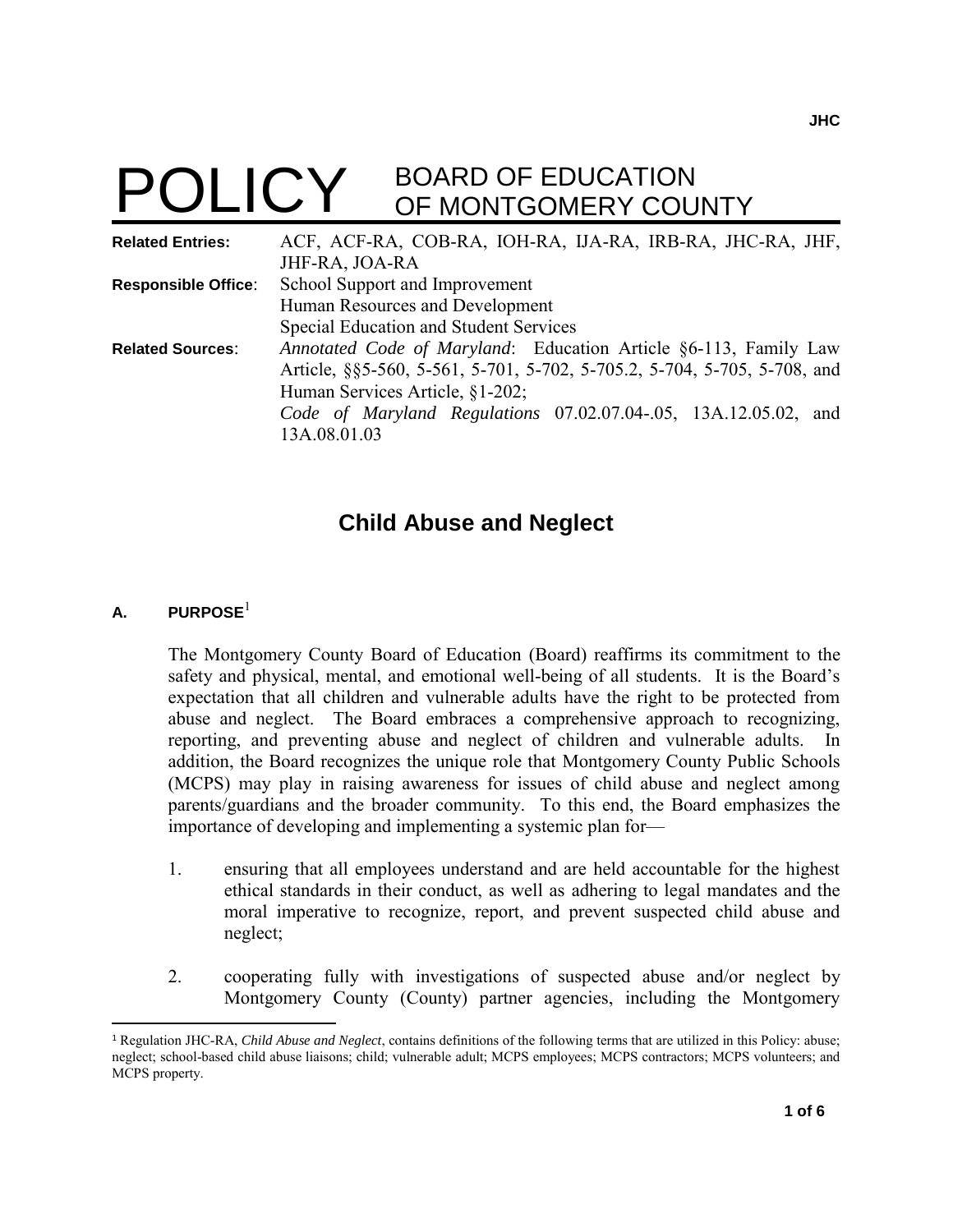JHC

# POLICY BOARD OF EDUCATION OF MONTGOMERY COUNTY

**Related Entries:** ACF, ACF-RA, COB-RA, IOH-RA, IJA-RA, IRB-RA, JHC-RA, JHF, JHF-RA, JOA-RA

**Responsible Office:** School Support and Improvement
Human Resources and Development
Special Education and Student Services

**Related Sources:** *Annotated Code of Maryland*: Education Article §6-113, Family Law Article, §§5-560, 5-561, 5-701, 5-702, 5-705.2, 5-704, 5-705, 5-708, and Human Services Article, §1-202;
*Code of Maryland Regulations* 07.02.07.04-.05, 13A.12.05.02, and 13A.08.01.03

## Child Abuse and Neglect

### A. PURPOSE[1]

The Montgomery County Board of Education (Board) reaffirms its commitment to the safety and physical, mental, and emotional well-being of all students. It is the Board's expectation that all children and vulnerable adults have the right to be protected from abuse and neglect. The Board embraces a comprehensive approach to recognizing, reporting, and preventing abuse and neglect of children and vulnerable adults. In addition, the Board recognizes the unique role that Montgomery County Public Schools (MCPS) may play in raising awareness for issues of child abuse and neglect among parents/guardians and the broader community. To this end, the Board emphasizes the importance of developing and implementing a systemic plan for—

1. ensuring that all employees understand and are held accountable for the highest ethical standards in their conduct, as well as adhering to legal mandates and the moral imperative to recognize, report, and prevent suspected child abuse and neglect;

2. cooperating fully with investigations of suspected abuse and/or neglect by Montgomery County (County) partner agencies, including the Montgomery

---

[1] Regulation JHC-RA, *Child Abuse and Neglect*, contains definitions of the following terms that are utilized in this Policy: abuse; neglect; school-based child abuse liaisons; child; vulnerable adult; MCPS employees; MCPS contractors; MCPS volunteers; and MCPS property.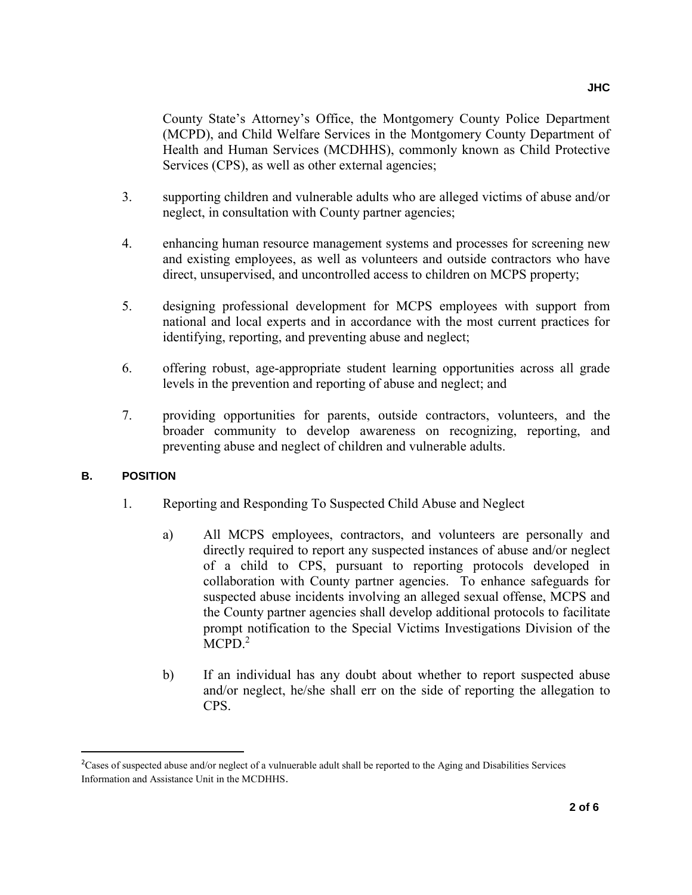County State's Attorney's Office, the Montgomery County Police Department (MCPD), and Child Welfare Services in the Montgomery County Department of Health and Human Services (MCDHHS), commonly known as Child Protective Services (CPS), as well as other external agencies;

3. supporting children and vulnerable adults who are alleged victims of abuse and/or neglect, in consultation with County partner agencies;

4. enhancing human resource management systems and processes for screening new and existing employees, as well as volunteers and outside contractors who have direct, unsupervised, and uncontrolled access to children on MCPS property;

5. designing professional development for MCPS employees with support from national and local experts and in accordance with the most current practices for identifying, reporting, and preventing abuse and neglect;

6. offering robust, age-appropriate student learning opportunities across all grade levels in the prevention and reporting of abuse and neglect; and

7. providing opportunities for parents, outside contractors, volunteers, and the broader community to develop awareness on recognizing, reporting, and preventing abuse and neglect of children and vulnerable adults.

## B. POSITION

1. Reporting and Responding To Suspected Child Abuse and Neglect

   a) All MCPS employees, contractors, and volunteers are personally and directly required to report any suspected instances of abuse and/or neglect of a child to CPS, pursuant to reporting protocols developed in collaboration with County partner agencies. To enhance safeguards for suspected abuse incidents involving an alleged sexual offense, MCPS and the County partner agencies shall develop additional protocols to facilitate prompt notification to the Special Victims Investigations Division of the MCPD.[2]

   b) If an individual has any doubt about whether to report suspected abuse and/or neglect, he/she shall err on the side of reporting the allegation to CPS.

---

[2] Cases of suspected abuse and/or neglect of a vulnuerable adult shall be reported to the Aging and Disabilities Services Information and Assistance Unit in the MCDHHS.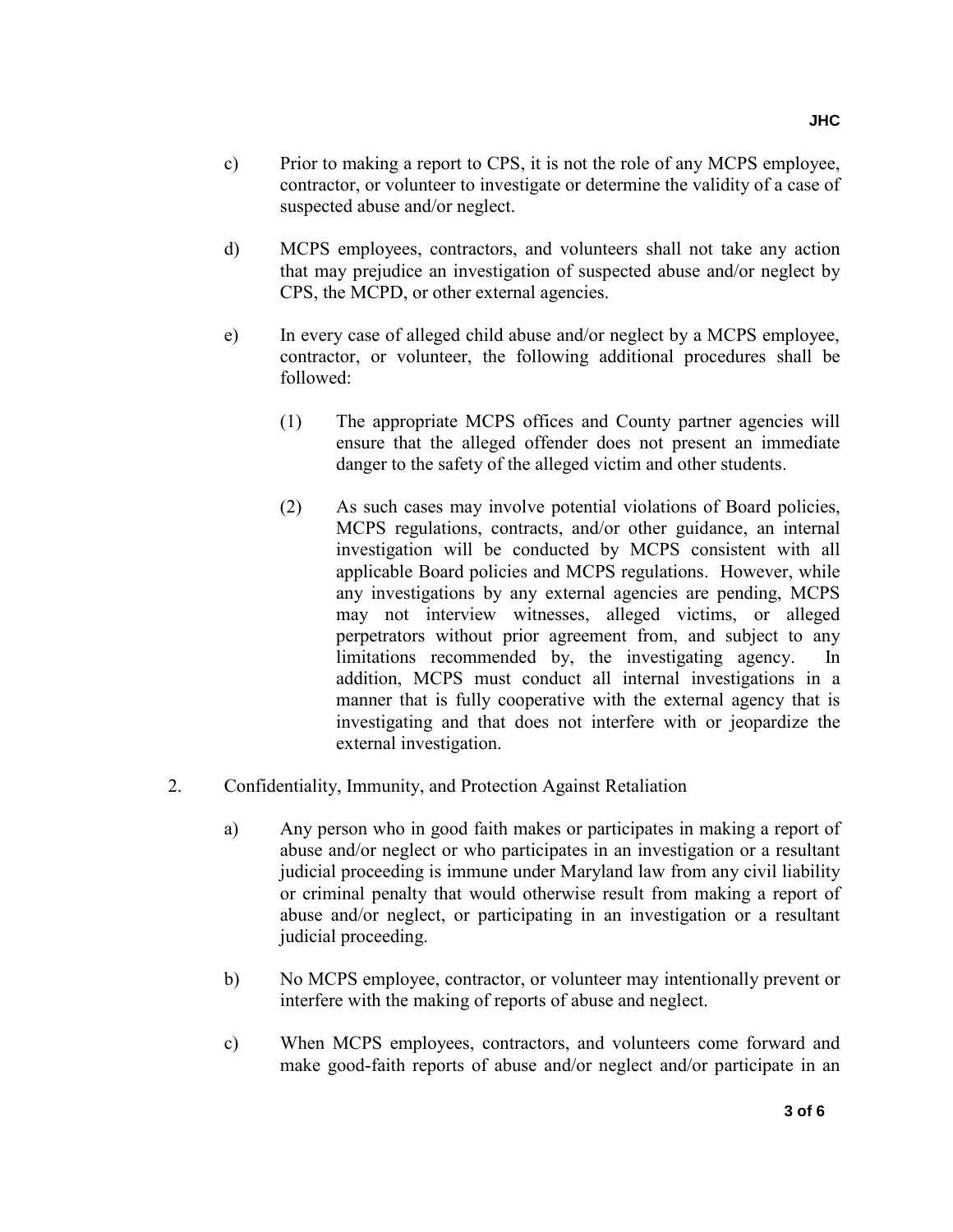c) Prior to making a report to CPS, it is not the role of any MCPS employee, contractor, or volunteer to investigate or determine the validity of a case of suspected abuse and/or neglect.

d) MCPS employees, contractors, and volunteers shall not take any action that may prejudice an investigation of suspected abuse and/or neglect by CPS, the MCPD, or other external agencies.

e) In every case of alleged child abuse and/or neglect by a MCPS employee, contractor, or volunteer, the following additional procedures shall be followed:

   (1) The appropriate MCPS offices and County partner agencies will ensure that the alleged offender does not present an immediate danger to the safety of the alleged victim and other students.

   (2) As such cases may involve potential violations of Board policies, MCPS regulations, contracts, and/or other guidance, an internal investigation will be conducted by MCPS consistent with all applicable Board policies and MCPS regulations. However, while any investigations by any external agencies are pending, MCPS may not interview witnesses, alleged victims, or alleged perpetrators without prior agreement from, and subject to any limitations recommended by, the investigating agency. In addition, MCPS must conduct all internal investigations in a manner that is fully cooperative with the external agency that is investigating and that does not interfere with or jeopardize the external investigation.

2. Confidentiality, Immunity, and Protection Against Retaliation

   a) Any person who in good faith makes or participates in making a report of abuse and/or neglect or who participates in an investigation or a resultant judicial proceeding is immune under Maryland law from any civil liability or criminal penalty that would otherwise result from making a report of abuse and/or neglect, or participating in an investigation or a resultant judicial proceeding.

   b) No MCPS employee, contractor, or volunteer may intentionally prevent or interfere with the making of reports of abuse and neglect.

   c) When MCPS employees, contractors, and volunteers come forward and make good-faith reports of abuse and/or neglect and/or participate in an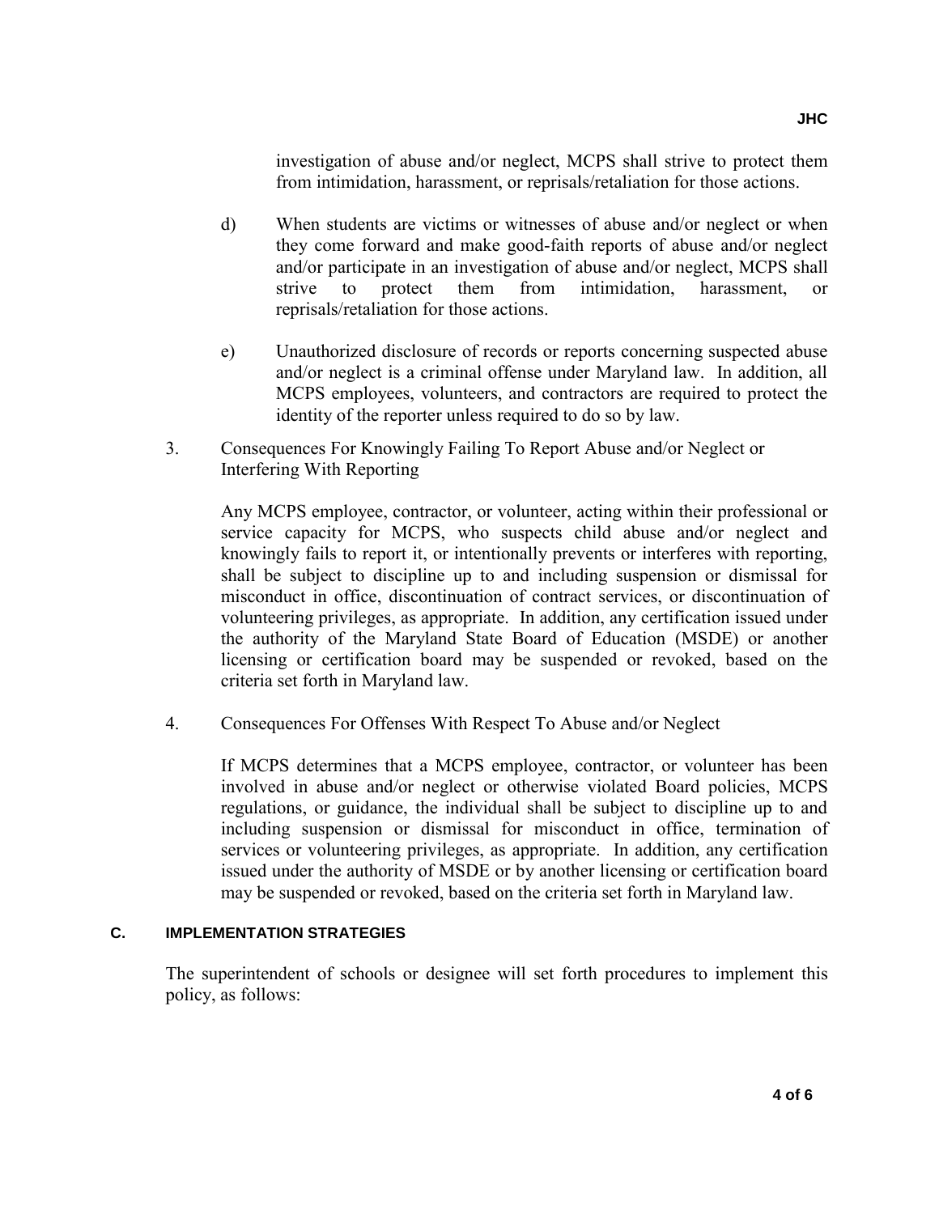investigation of abuse and/or neglect, MCPS shall strive to protect them from intimidation, harassment, or reprisals/retaliation for those actions.

d) When students are victims or witnesses of abuse and/or neglect or when they come forward and make good-faith reports of abuse and/or neglect and/or participate in an investigation of abuse and/or neglect, MCPS shall strive to protect them from intimidation, harassment, or reprisals/retaliation for those actions.

e) Unauthorized disclosure of records or reports concerning suspected abuse and/or neglect is a criminal offense under Maryland law. In addition, all MCPS employees, volunteers, and contractors are required to protect the identity of the reporter unless required to do so by law.

3. Consequences For Knowingly Failing To Report Abuse and/or Neglect or Interfering With Reporting

   Any MCPS employee, contractor, or volunteer, acting within their professional or service capacity for MCPS, who suspects child abuse and/or neglect and knowingly fails to report it, or intentionally prevents or interferes with reporting, shall be subject to discipline up to and including suspension or dismissal for misconduct in office, discontinuation of contract services, or discontinuation of volunteering privileges, as appropriate. In addition, any certification issued under the authority of the Maryland State Board of Education (MSDE) or another licensing or certification board may be suspended or revoked, based on the criteria set forth in Maryland law.

4. Consequences For Offenses With Respect To Abuse and/or Neglect

   If MCPS determines that a MCPS employee, contractor, or volunteer has been involved in abuse and/or neglect or otherwise violated Board policies, MCPS regulations, or guidance, the individual shall be subject to discipline up to and including suspension or dismissal for misconduct in office, termination of services or volunteering privileges, as appropriate. In addition, any certification issued under the authority of MSDE or by another licensing or certification board may be suspended or revoked, based on the criteria set forth in Maryland law.

## C. IMPLEMENTATION STRATEGIES

The superintendent of schools or designee will set forth procedures to implement this policy, as follows: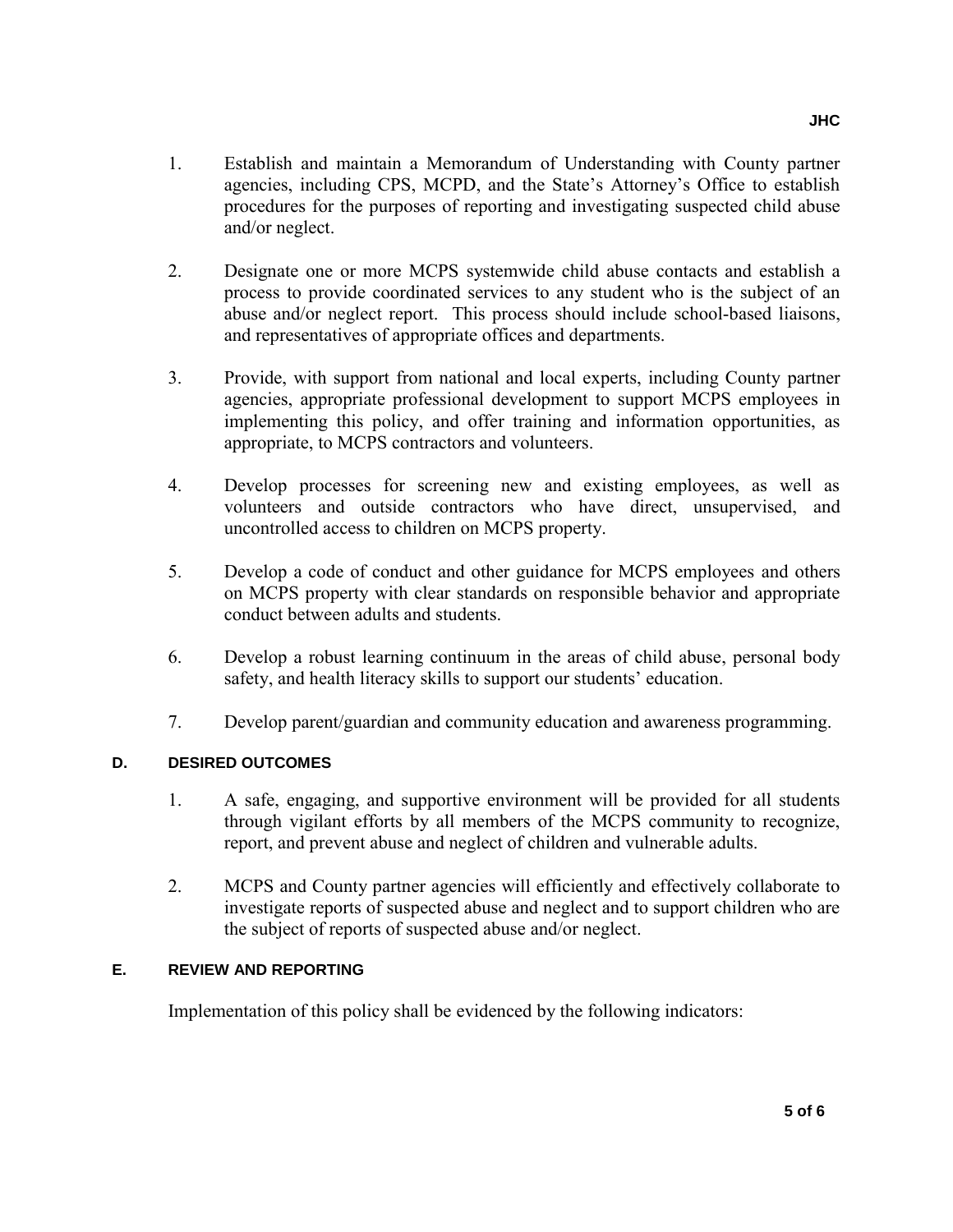1. Establish and maintain a Memorandum of Understanding with County partner agencies, including CPS, MCPD, and the State's Attorney's Office to establish procedures for the purposes of reporting and investigating suspected child abuse and/or neglect.

2. Designate one or more MCPS systemwide child abuse contacts and establish a process to provide coordinated services to any student who is the subject of an abuse and/or neglect report. This process should include school-based liaisons, and representatives of appropriate offices and departments.

3. Provide, with support from national and local experts, including County partner agencies, appropriate professional development to support MCPS employees in implementing this policy, and offer training and information opportunities, as appropriate, to MCPS contractors and volunteers.

4. Develop processes for screening new and existing employees, as well as volunteers and outside contractors who have direct, unsupervised, and uncontrolled access to children on MCPS property.

5. Develop a code of conduct and other guidance for MCPS employees and others on MCPS property with clear standards on responsible behavior and appropriate conduct between adults and students.

6. Develop a robust learning continuum in the areas of child abuse, personal body safety, and health literacy skills to support our students' education.

7. Develop parent/guardian and community education and awareness programming.

## D. DESIRED OUTCOMES

1. A safe, engaging, and supportive environment will be provided for all students through vigilant efforts by all members of the MCPS community to recognize, report, and prevent abuse and neglect of children and vulnerable adults.

2. MCPS and County partner agencies will efficiently and effectively collaborate to investigate reports of suspected abuse and neglect and to support children who are the subject of reports of suspected abuse and/or neglect.

## E. REVIEW AND REPORTING

Implementation of this policy shall be evidenced by the following indicators: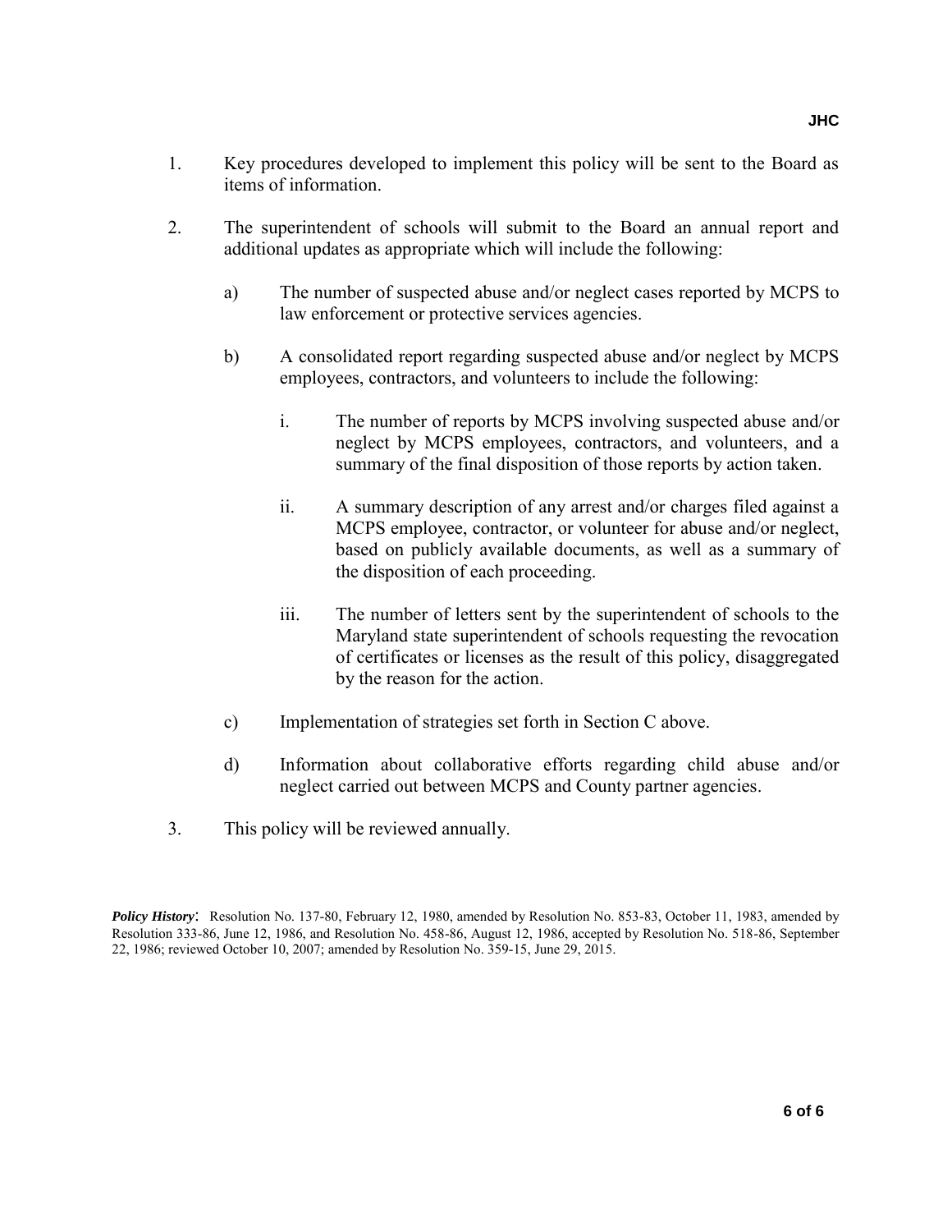1. Key procedures developed to implement this policy will be sent to the Board as items of information.

2. The superintendent of schools will submit to the Board an annual report and additional updates as appropriate which will include the following:

   a) The number of suspected abuse and/or neglect cases reported by MCPS to law enforcement or protective services agencies.

   b) A consolidated report regarding suspected abuse and/or neglect by MCPS employees, contractors, and volunteers to include the following:

      i. The number of reports by MCPS involving suspected abuse and/or neglect by MCPS employees, contractors, and volunteers, and a summary of the final disposition of those reports by action taken.

      ii. A summary description of any arrest and/or charges filed against a MCPS employee, contractor, or volunteer for abuse and/or neglect, based on publicly available documents, as well as a summary of the disposition of each proceeding.

      iii. The number of letters sent by the superintendent of schools to the Maryland state superintendent of schools requesting the revocation of certificates or licenses as the result of this policy, disaggregated by the reason for the action.

   c) Implementation of strategies set forth in Section C above.

   d) Information about collaborative efforts regarding child abuse and/or neglect carried out between MCPS and County partner agencies.

3. This policy will be reviewed annually.

***Policy History***: Resolution No. 137-80, February 12, 1980, amended by Resolution No. 853-83, October 11, 1983, amended by Resolution 333-86, June 12, 1986, and Resolution No. 458-86, August 12, 1986, accepted by Resolution No. 518-86, September 22, 1986; reviewed October 10, 2007; amended by Resolution No. 359-15, June 29, 2015.